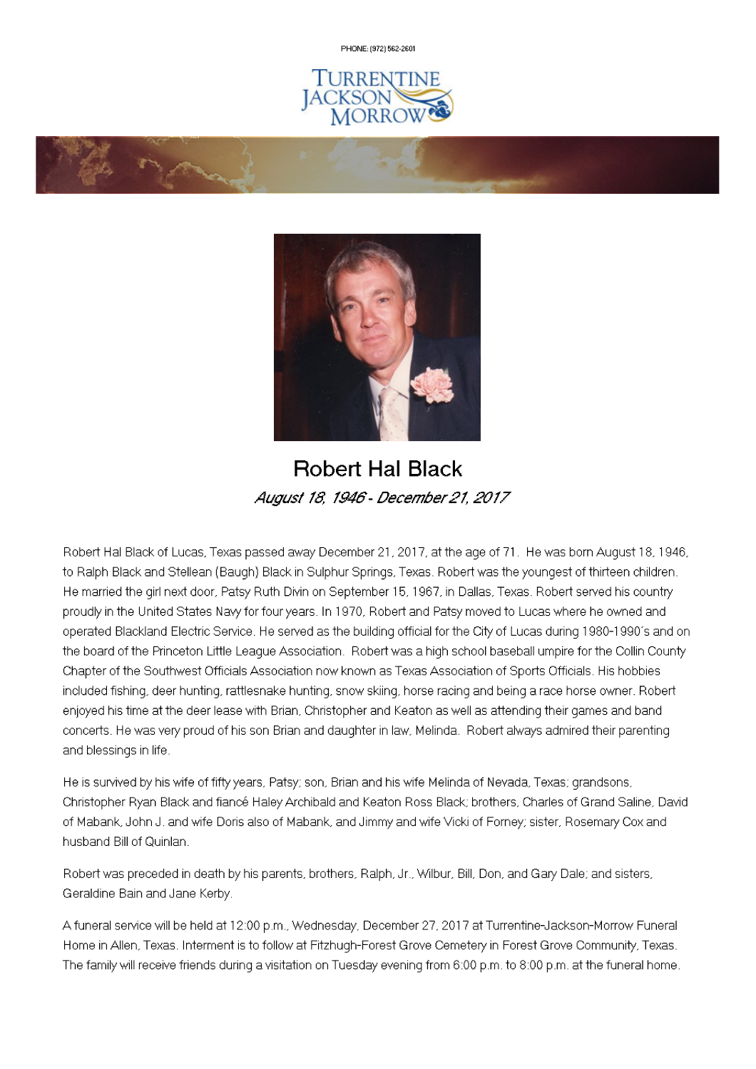PHONE: (972) 562-2601

Turrentine Jackson Morrow

# Robert Hal Black

*August 18, 1946 - December 21, 2017*

Robert Hal Black of Lucas, Texas passed away December 21, 2017, at the age of 71. He was born August 18, 1946, to Ralph Black and Stellean (Baugh) Black in Sulphur Springs, Texas. Robert was the youngest of thirteen children. He married the girl next door, Patsy Ruth Divin on September 15, 1967, in Dallas, Texas. Robert served his country proudly in the United States Navy for four years. In 1970, Robert and Patsy moved to Lucas where he owned and operated Blackland Electric Service. He served as the building official for the City of Lucas during 1980-1990's and on the board of the Princeton Little League Association. Robert was a high school baseball umpire for the Collin County Chapter of the Southwest Officials Association now known as Texas Association of Sports Officials. His hobbies included fishing, deer hunting, rattlesnake hunting, snow skiing, horse racing and being a race horse owner. Robert enjoyed his time at the deer lease with Brian, Christopher and Keaton as well as attending their games and band concerts. He was very proud of his son Brian and daughter in law, Melinda. Robert always admired their parenting and blessings in life.

He is survived by his wife of fifty years, Patsy; son, Brian and his wife Melinda of Nevada, Texas; grandsons, Christopher Ryan Black and fiancé Haley Archibald and Keaton Ross Black; brothers, Charles of Grand Saline, David of Mabank, John J. and wife Doris also of Mabank, and Jimmy and wife Vicki of Forney; sister, Rosemary Cox and husband Bill of Quinlan.

Robert was preceded in death by his parents, brothers, Ralph, Jr., Wilbur, Bill, Don, and Gary Dale; and sisters, Geraldine Bain and Jane Kerby.

A funeral service will be held at 12:00 p.m., Wednesday, December 27, 2017 at Turrentine-Jackson-Morrow Funeral Home in Allen, Texas. Interment is to follow at Fitzhugh-Forest Grove Cemetery in Forest Grove Community, Texas. The family will receive friends during a visitation on Tuesday evening from 6:00 p.m. to 8:00 p.m. at the funeral home.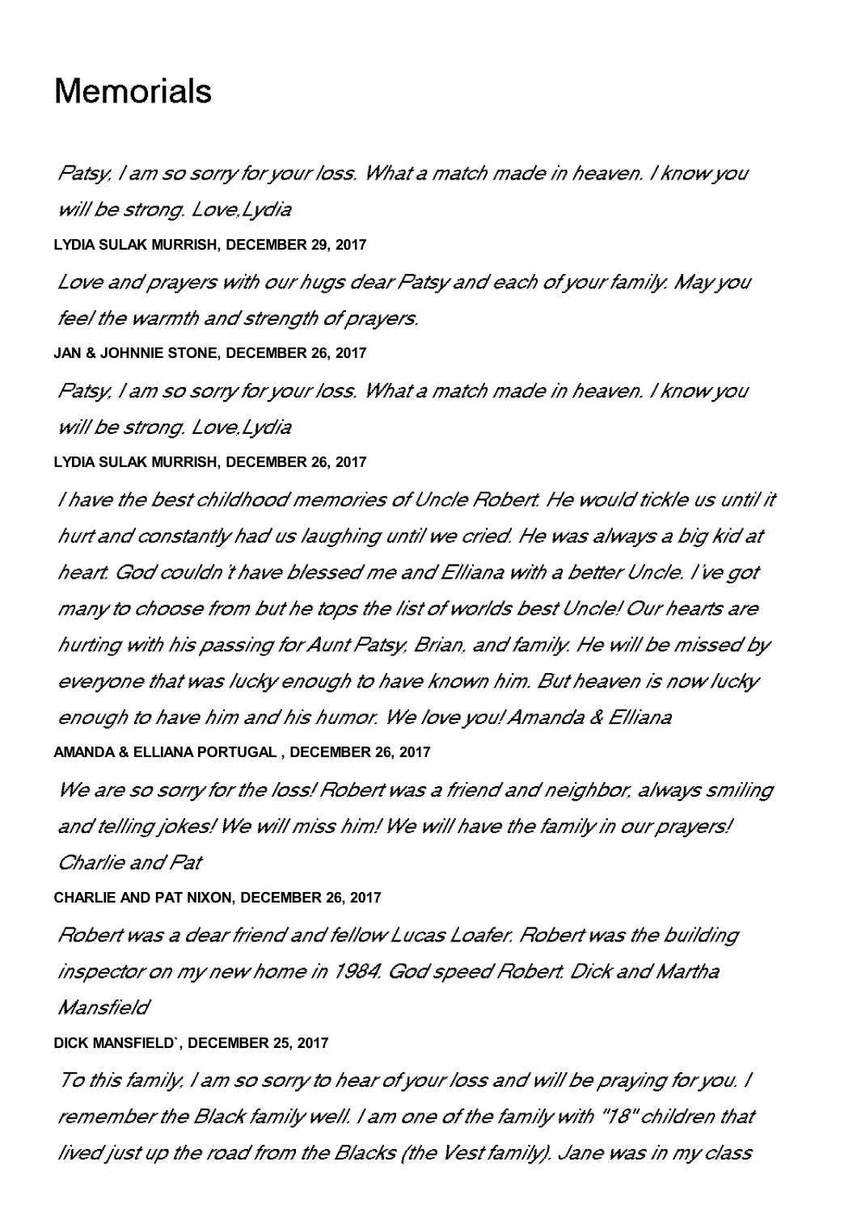# Memorials

*Patsy, I am so sorry for your loss. What a match made in heaven. I know you will be strong. Love,Lydia*

**LYDIA SULAK MURRISH, DECEMBER 29, 2017**

*Love and prayers with our hugs dear Patsy and each of your family. May you feel the warmth and strength of prayers.*

**JAN & JOHNNIE STONE, DECEMBER 26, 2017**

*Patsy, I am so sorry for your loss. What a match made in heaven. I know you will be strong. Love,Lydia*

**LYDIA SULAK MURRISH, DECEMBER 26, 2017**

*I have the best childhood memories of Uncle Robert. He would tickle us until it hurt and constantly had us laughing until we cried. He was always a big kid at heart. God couldn't have blessed me and Elliana with a better Uncle. I've got many to choose from but he tops the list of worlds best Uncle! Our hearts are hurting with his passing for Aunt Patsy, Brian, and family. He will be missed by everyone that was lucky enough to have known him. But heaven is now lucky enough to have him and his humor. We love you! Amanda & Elliana*

**AMANDA & ELLIANA PORTUGAL , DECEMBER 26, 2017**

*We are so sorry for the loss! Robert was a friend and neighbor, always smiling and telling jokes! We will miss him! We will have the family in our prayers! Charlie and Pat*

**CHARLIE AND PAT NIXON, DECEMBER 26, 2017**

*Robert was a dear friend and fellow Lucas Loafer. Robert was the building inspector on my new home in 1984. God speed Robert. Dick and Martha Mansfield*

**DICK MANSFIELD`, DECEMBER 25, 2017**

*To this family, I am so sorry to hear of your loss and will be praying for you. I remember the Black family well. I am one of the family with "18" children that lived just up the road from the Blacks (the Vest family). Jane was in my class*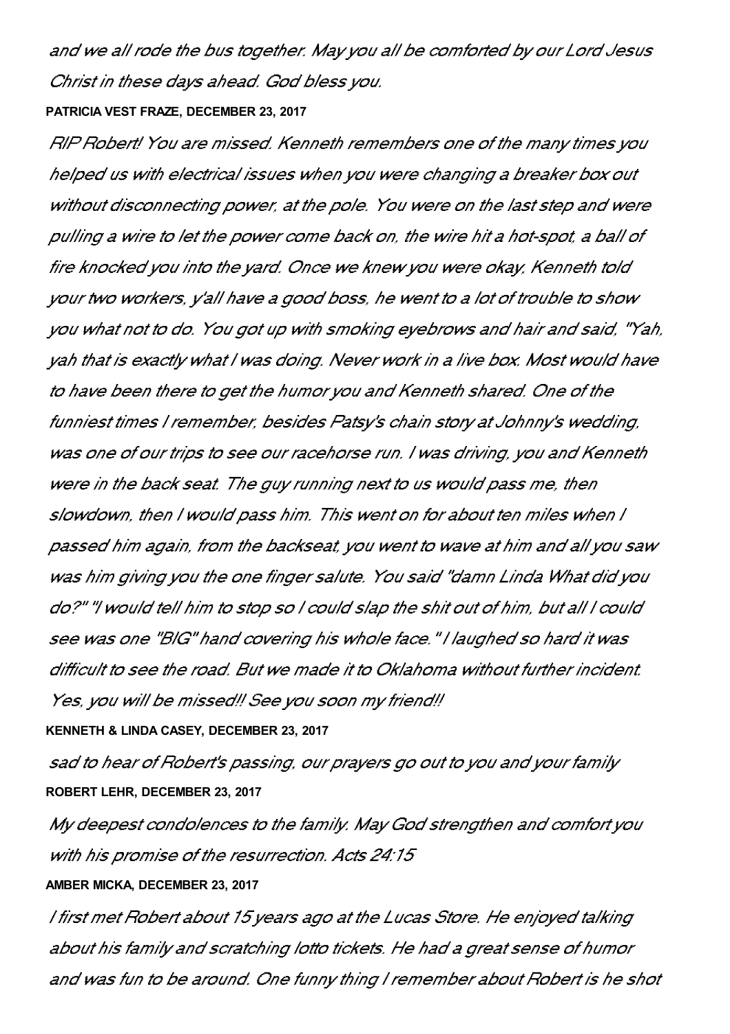*and we all rode the bus together. May you all be comforted by our Lord Jesus Christ in these days ahead. God bless you.*

**PATRICIA VEST FRAZE, DECEMBER 23, 2017**

*RIP Robert! You are missed. Kenneth remembers one of the many times you helped us with electrical issues when you were changing a breaker box out without disconnecting power, at the pole. You were on the last step and were pulling a wire to let the power come back on, the wire hit a hot-spot, a ball of fire knocked you into the yard. Once we knew you were okay, Kenneth told your two workers, y'all have a good boss, he went to a lot of trouble to show you what not to do. You got up with smoking eyebrows and hair and said, "Yah, yah that is exactly what I was doing. Never work in a live box. Most would have to have been there to get the humor you and Kenneth shared. One of the funniest times I remember, besides Patsy's chain story at Johnny's wedding, was one of our trips to see our racehorse run. I was driving, you and Kenneth were in the back seat. The guy running next to us would pass me, then slowdown, then I would pass him. This went on for about ten miles when I passed him again, from the backseat, you went to wave at him and all you saw was him giving you the one finger salute. You said "damn Linda What did you do?" "I would tell him to stop so I could slap the shit out of him, but all I could see was one "BIG" hand covering his whole face." I laughed so hard it was difficult to see the road. But we made it to Oklahoma without further incident. Yes, you will be missed!! See you soon my friend!!*

**KENNETH & LINDA CASEY, DECEMBER 23, 2017**

*sad to hear of Robert's passing, our prayers go out to you and your family*

**ROBERT LEHR, DECEMBER 23, 2017**

*My deepest condolences to the family. May God strengthen and comfort you with his promise of the resurrection. Acts 24:15*

**AMBER MICKA, DECEMBER 23, 2017**

*I first met Robert about 15 years ago at the Lucas Store. He enjoyed talking about his family and scratching lotto tickets. He had a great sense of humor and was fun to be around. One funny thing I remember about Robert is he shot*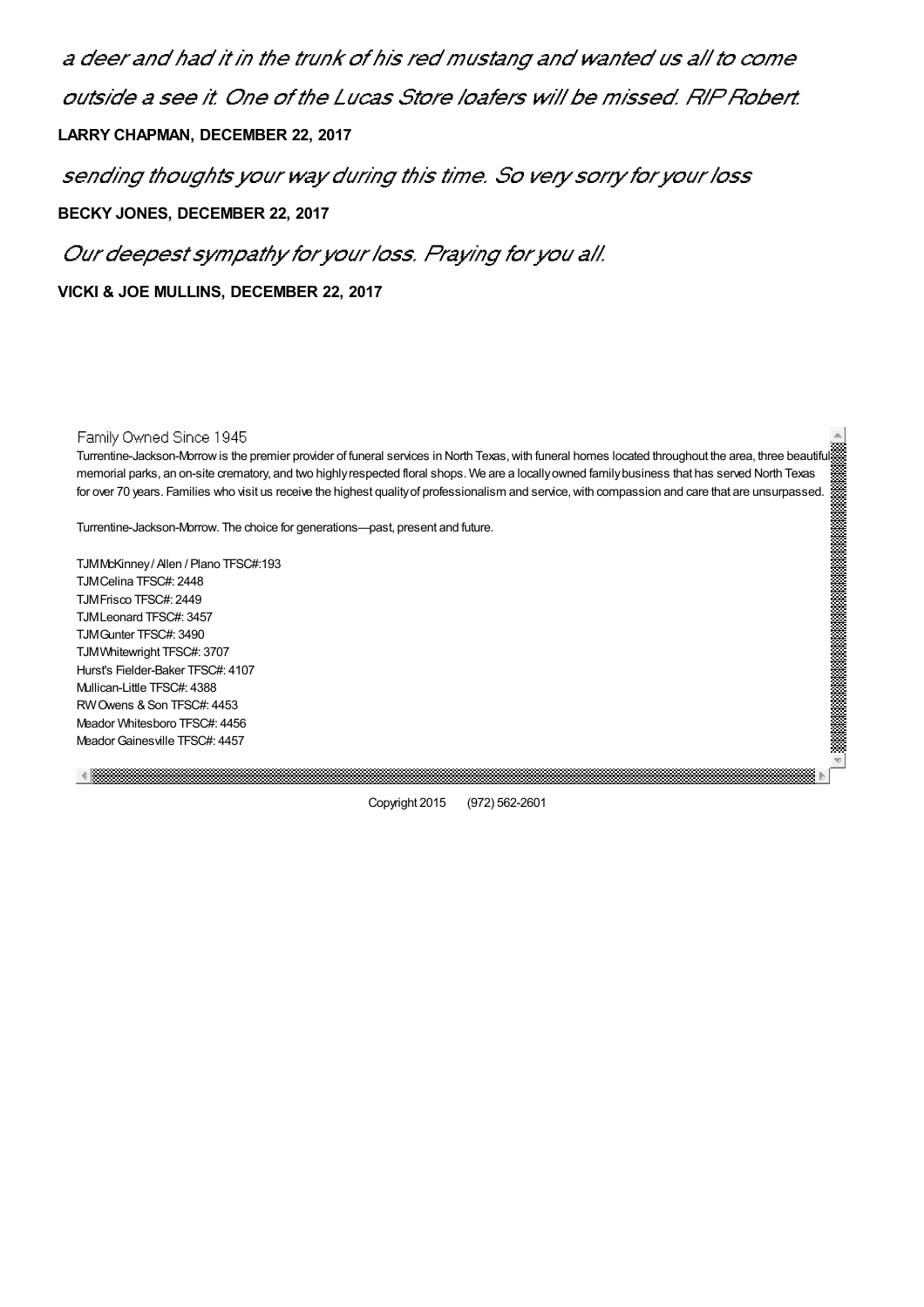*a deer and had it in the trunk of his red mustang and wanted us all to come outside a see it. One of the Lucas Store loafers will be missed. RIP Robert.*

**LARRY CHAPMAN, DECEMBER 22, 2017**

*sending thoughts your way during this time. So very sorry for your loss*

**BECKY JONES, DECEMBER 22, 2017**

*Our deepest sympathy for your loss. Praying for you all.*

**VICKI & JOE MULLINS, DECEMBER 22, 2017**

Family Owned Since 1945

Turrentine-Jackson-Morrow is the premier provider of funeral services in North Texas, with funeral homes located throughout the area, three beautiful memorial parks, an on-site crematory, and two highly respected floral shops. We are a locally owned family business that has served North Texas for over 70 years. Families who visit us receive the highest quality of professionalism and service, with compassion and care that are unsurpassed.

Turrentine-Jackson-Morrow. The choice for generations—past, present and future.

TJM McKinney / Allen / Plano TFSC#:193
TJM Celina TFSC#: 2448
TJM Frisco TFSC#: 2449
TJM Leonard TFSC#: 3457
TJM Gunter TFSC#: 3490
TJM Whitewright TFSC#: 3707
Hurst's Fielder-Baker TFSC#: 4107
Mullican-Little TFSC#: 4388
RW Owens & Son TFSC#: 4453
Meador Whitesboro TFSC#: 4456
Meador Gainesville TFSC#: 4457

Copyright 2015 (972) 562-2601